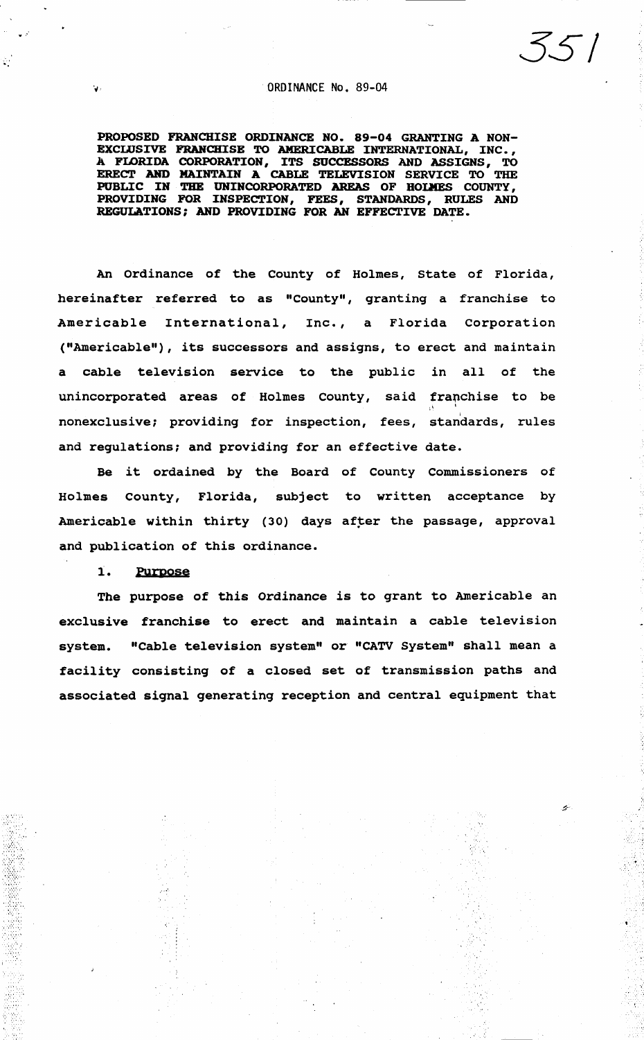ORDINANCE No. 89-04

**PROPOSED FRANCHISE ORDINANCE NO. 89-04 GRANTING A NON-EXCLUSIVE FRANCHISE TO AMERICABLE INTERNATIONAL, INC., A FLORIDA CORPORATION, ITS SUCCESSORS AND ASSIGNS, TO ERECT AND MAINTAIN A CABLE TELEVISION SERVICE TO THE PUBLIC IN THE UNINCORPORATED AREAS OF HOLMES COUNTY, PROVIDING FOR INSPECTION, FEES, STANDARDS, RULES AND REGULATIONS; AND PROVIDING FOR AN EFFECTIVE DATE.**

An Ordinance of the County of Holmes, State of Florida, hereinafter referred to as "County", granting a franchise to Americable International, Inc., a Florida Corporation ("Americable"), its successors and assigns, to erect and maintain a cable television service to the public in all of the unincorporated areas of Holmes County, said franchise to be nonexclusive; providing for inspection, fees, standards, rules and regulations; and providing for an effective date.

Be it ordained by the Board of County Commissioners of Holmes County, Florida, subject to written acceptance by Americable within thirty (30) days after the passage, approval and publication of this ordinance.

1. Purpose

The purpose of this Ordinance is to grant to Americable an exclusive franchise to erect and maintain a cable television system. "Cable television system" or "CATV System" shall mean a facility consisting of a closed set of transmission paths and associated signal generating reception and central equipment that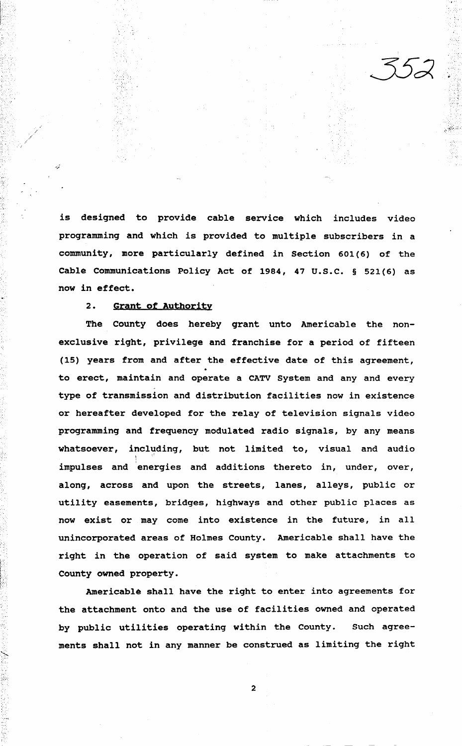is designed to provide cable service which includes video programming and which is provided to multiple subscribers in a community, more particularly defined in Section 601(6) of the Cable Communications Policy Act of 1984, 47 U.S.C. § 521(6) as now in effect.

2. **Grant of Authority**

The County does hereby grant unto Americable the non-exclusive right, privilege and franchise for a period of fifteen (15) years from and after the effective date of this agreement, to erect, maintain and operate a CATV System and any and every type of transmission and distribution facilities now in existence or hereafter developed for the relay of television signals video programming and frequency modulated radio signals, by any means whatsoever, including, but not limited to, visual and audio impulses and energies and additions thereto in, under, over, along, across and upon the streets, lanes, alleys, public or utility easements, bridges, highways and other public places as now exist or may come into existence in the future, in all unincorporated areas of Holmes County. Americable shall have the right in the operation of said system to make attachments to County owned property.

Americable shall have the right to enter into agreements for the attachment onto and the use of facilities owned and operated by public utilities operating within the County. Such agreements shall not in any manner be construed as limiting the right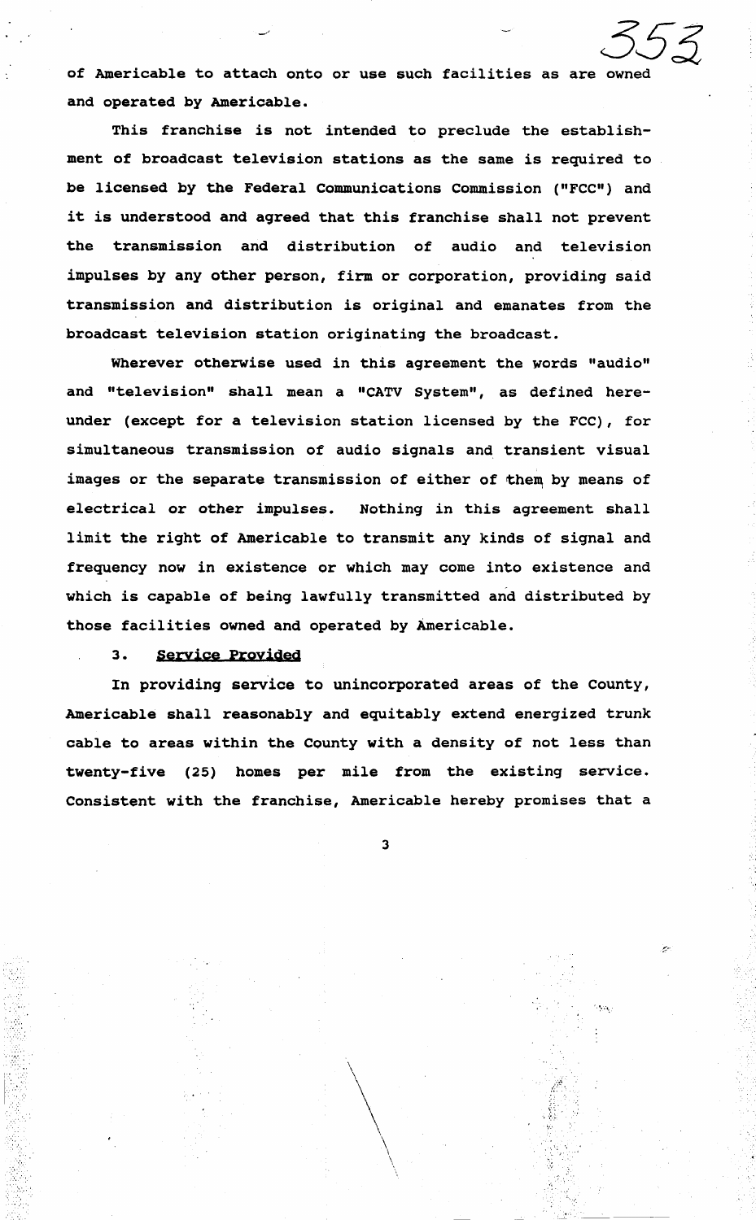of Americable to attach onto or use such facilities as are owned and operated by Americable.

This franchise is not intended to preclude the establishment of broadcast television stations as the same is required to be licensed by the Federal Communications Commission ("FCC") and it is understood and agreed that this franchise shall not prevent the transmission and distribution of audio and television impulses by any other person, firm or corporation, providing said transmission and distribution is original and emanates from the broadcast television station originating the broadcast.

Wherever otherwise used in this agreement the words "audio" and "television" shall mean a "CATV System", as defined hereunder (except for a television station licensed by the FCC), for simultaneous transmission of audio signals and transient visual images or the separate transmission of either of them by means of electrical or other impulses. Nothing in this agreement shall limit the right of Americable to transmit any kinds of signal and frequency now in existence or which may come into existence and which is capable of being lawfully transmitted and distributed by those facilities owned and operated by Americable.

3. **Service Provided**

In providing service to unincorporated areas of the County, Americable shall reasonably and equitably extend energized trunk cable to areas within the County with a density of not less than twenty-five (25) homes per mile from the existing service. Consistent with the franchise, Americable hereby promises that a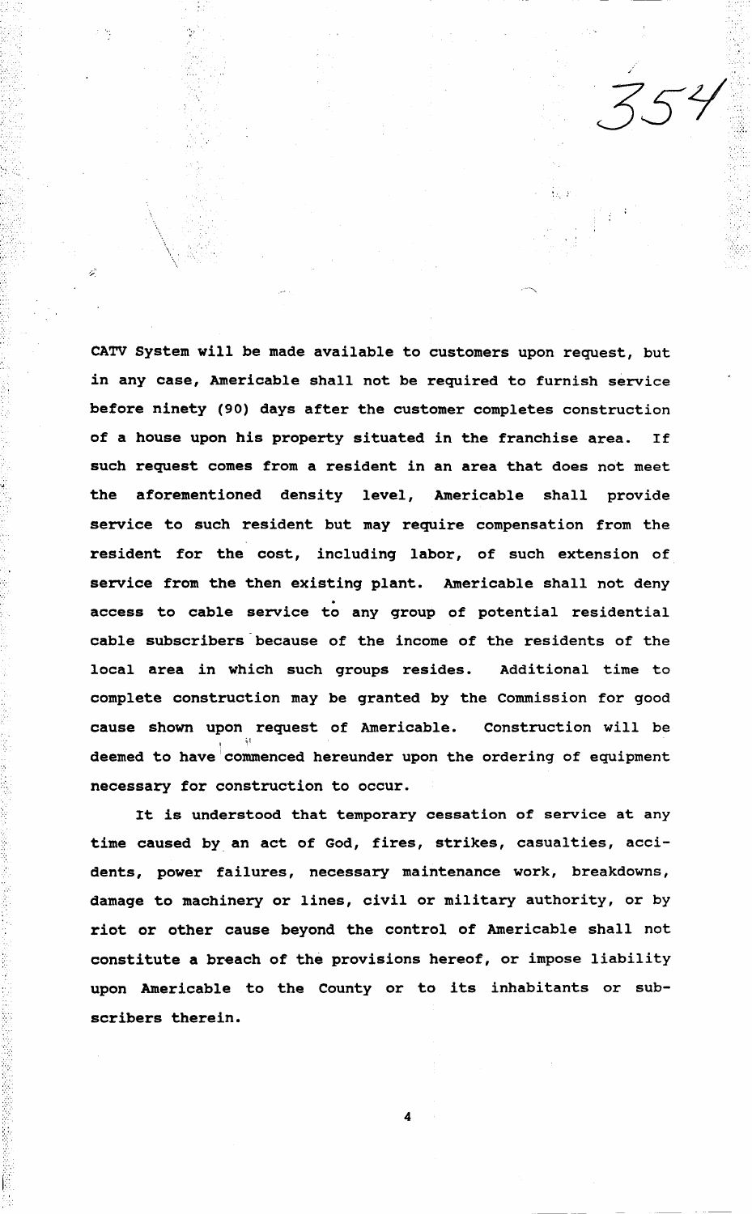CATV System will be made available to customers upon request, but in any case, Americable shall not be required to furnish service before ninety (90) days after the customer completes construction of a house upon his property situated in the franchise area. If such request comes from a resident in an area that does not meet the aforementioned density level, Americable shall provide service to such resident but may require compensation from the resident for the cost, including labor, of such extension of service from the then existing plant. Americable shall not deny access to cable service to any group of potential residential cable subscribers because of the income of the residents of the local area in which such groups resides. Additional time to complete construction may be granted by the Commission for good cause shown upon request of Americable. Construction will be deemed to have commenced hereunder upon the ordering of equipment necessary for construction to occur.

It is understood that temporary cessation of service at any time caused by an act of God, fires, strikes, casualties, accidents, power failures, necessary maintenance work, breakdowns, damage to machinery or lines, civil or military authority, or by riot or other cause beyond the control of Americable shall not constitute a breach of the provisions hereof, or impose liability upon Americable to the County or to its inhabitants or subscribers therein.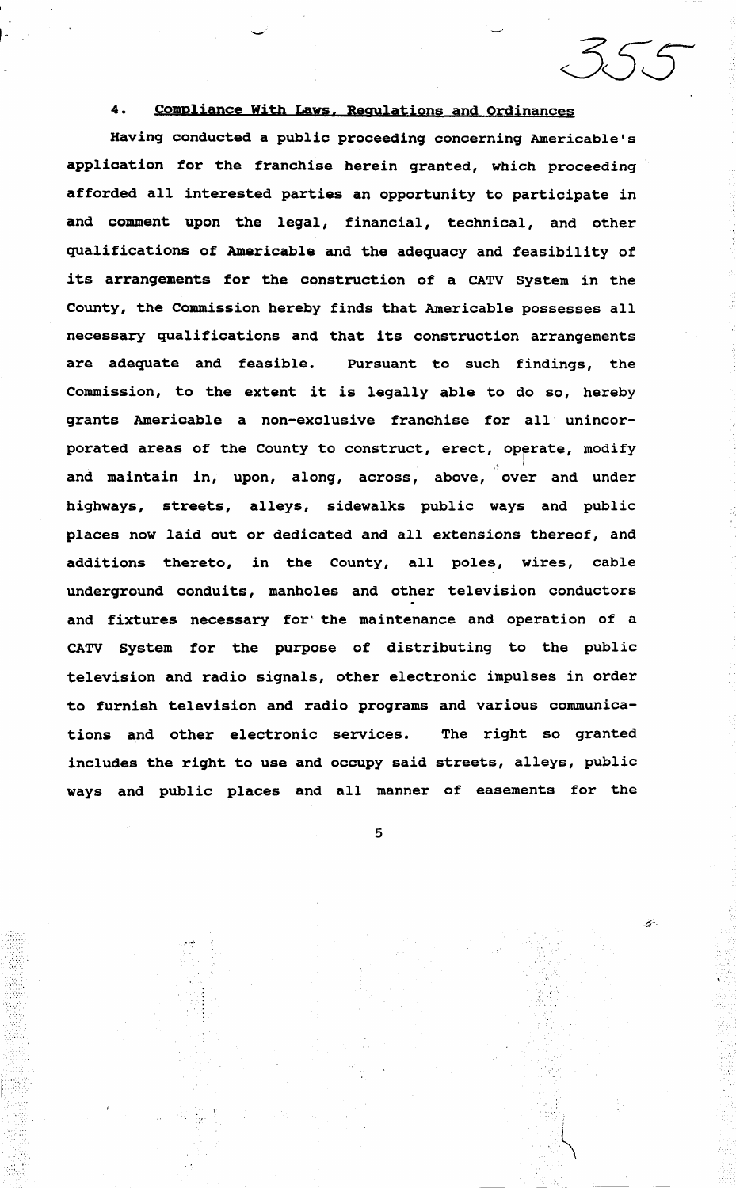#### 4. Compliance With Laws, Regulations and Ordinances

Having conducted a public proceeding concerning Americable's application for the franchise herein granted, which proceeding afforded all interested parties an opportunity to participate in and comment upon the legal, financial, technical, and other qualifications of Americable and the adequacy and feasibility of its arrangements for the construction of a CATV System in the County, the Commission hereby finds that Americable possesses all necessary qualifications and that its construction arrangements are adequate and feasible. Pursuant to such findings, the Commission, to the extent it is legally able to do so, hereby grants Americable a non-exclusive franchise for all unincorporated areas of the County to construct, erect, operate, modify and maintain in, upon, along, across, above, over and under highways, streets, alleys, sidewalks public ways and public places now laid out or dedicated and all extensions thereof, and additions thereto, in the County, all poles, wires, cable underground conduits, manholes and other television conductors and fixtures necessary for the maintenance and operation of a CATV System for the purpose of distributing to the public television and radio signals, other electronic impulses in order to furnish television and radio programs and various communications and other electronic services. The right so granted includes the right to use and occupy said streets, alleys, public ways and public places and all manner of easements for the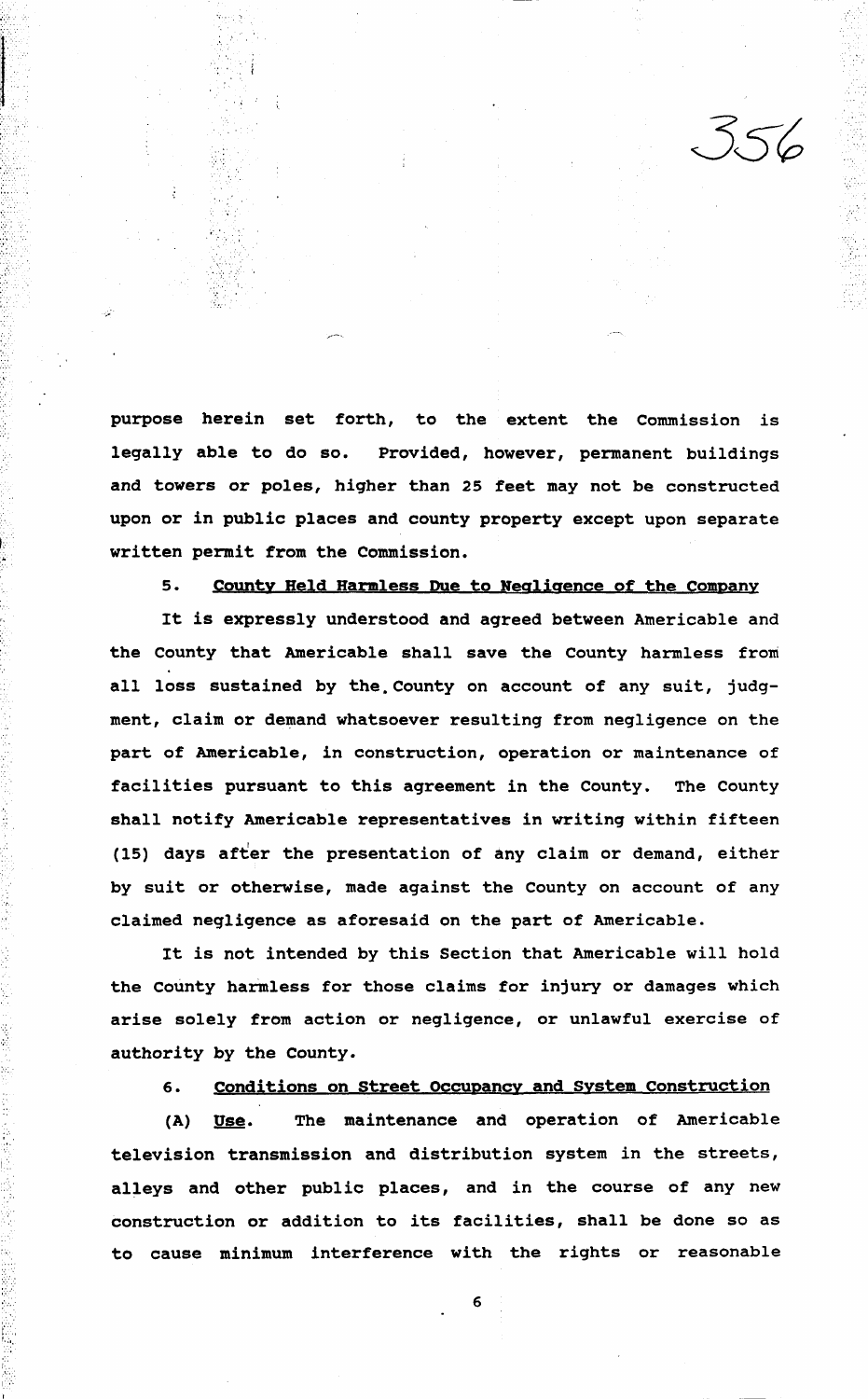purpose herein set forth, to the extent the Commission is legally able to do so. Provided, however, permanent buildings and towers or poles, higher than 25 feet may not be constructed upon or in public places and county property except upon separate written permit from the Commission.

5. <u>County Held Harmless Due to Negligence of the Company</u>

It is expressly understood and agreed between Americable and the County that Americable shall save the County harmless from all loss sustained by the County on account of any suit, judgment, claim or demand whatsoever resulting from negligence on the part of Americable, in construction, operation or maintenance of facilities pursuant to this agreement in the County. The County shall notify Americable representatives in writing within fifteen (15) days after the presentation of any claim or demand, either by suit or otherwise, made against the County on account of any claimed negligence as aforesaid on the part of Americable.

It is not intended by this Section that Americable will hold the County harmless for those claims for injury or damages which arise solely from action or negligence, or unlawful exercise of authority by the County.

6. <u>Conditions on Street Occupancy and System Construction</u>

(A) <u>Use</u>. The maintenance and operation of Americable television transmission and distribution system in the streets, alleys and other public places, and in the course of any new construction or addition to its facilities, shall be done so as to cause minimum interference with the rights or reasonable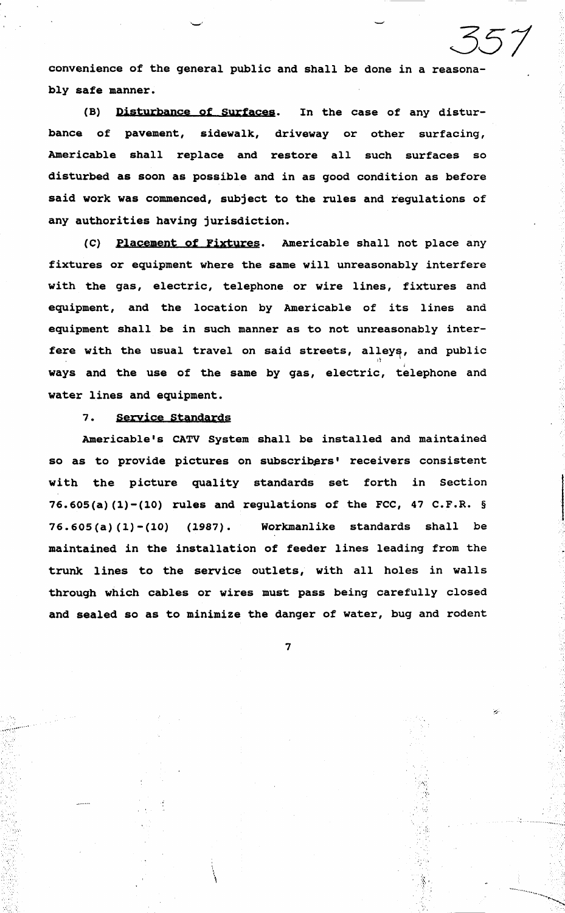convenience of the general public and shall be done in a reasonably safe manner.

(B) Disturbance of Surfaces. In the case of any disturbance of pavement, sidewalk, driveway or other surfacing, Americable shall replace and restore all such surfaces so disturbed as soon as possible and in as good condition as before said work was commenced, subject to the rules and regulations of any authorities having jurisdiction.

(C) Placement of Fixtures. Americable shall not place any fixtures or equipment where the same will unreasonably interfere with the gas, electric, telephone or wire lines, fixtures and equipment, and the location by Americable of its lines and equipment shall be in such manner as to not unreasonably interfere with the usual travel on said streets, alleys, and public ways and the use of the same by gas, electric, telephone and water lines and equipment.

## 7. Service Standards

Americable's CATV System shall be installed and maintained so as to provide pictures on subscribers' receivers consistent with the picture quality standards set forth in Section 76.605(a)(1)-(10) rules and regulations of the FCC, 47 C.F.R. § 76.605(a)(1)-(10) (1987). Workmanlike standards shall be maintained in the installation of feeder lines leading from the trunk lines to the service outlets, with all holes in walls through which cables or wires must pass being carefully closed and sealed so as to minimize the danger of water, bug and rodent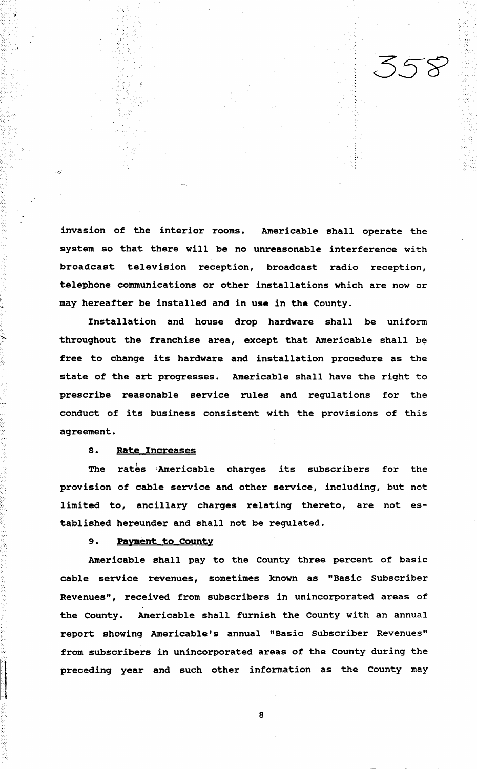invasion of the interior rooms. Americable shall operate the system so that there will be no unreasonable interference with broadcast television reception, broadcast radio reception, telephone communications or other installations which are now or may hereafter be installed and in use in the County.

Installation and house drop hardware shall be uniform throughout the franchise area, except that Americable shall be free to change its hardware and installation procedure as the state of the art progresses. Americable shall have the right to prescribe reasonable service rules and regulations for the conduct of its business consistent with the provisions of this agreement.

8. Rate Increases

The rates Americable charges its subscribers for the provision of cable service and other service, including, but not limited to, ancillary charges relating thereto, are not established hereunder and shall not be regulated.

9. Payment to County

Americable shall pay to the County three percent of basic cable service revenues, sometimes known as "Basic Subscriber Revenues", received from subscribers in unincorporated areas of the County. Americable shall furnish the County with an annual report showing Americable's annual "Basic Subscriber Revenues" from subscribers in unincorporated areas of the County during the preceding year and such other information as the County may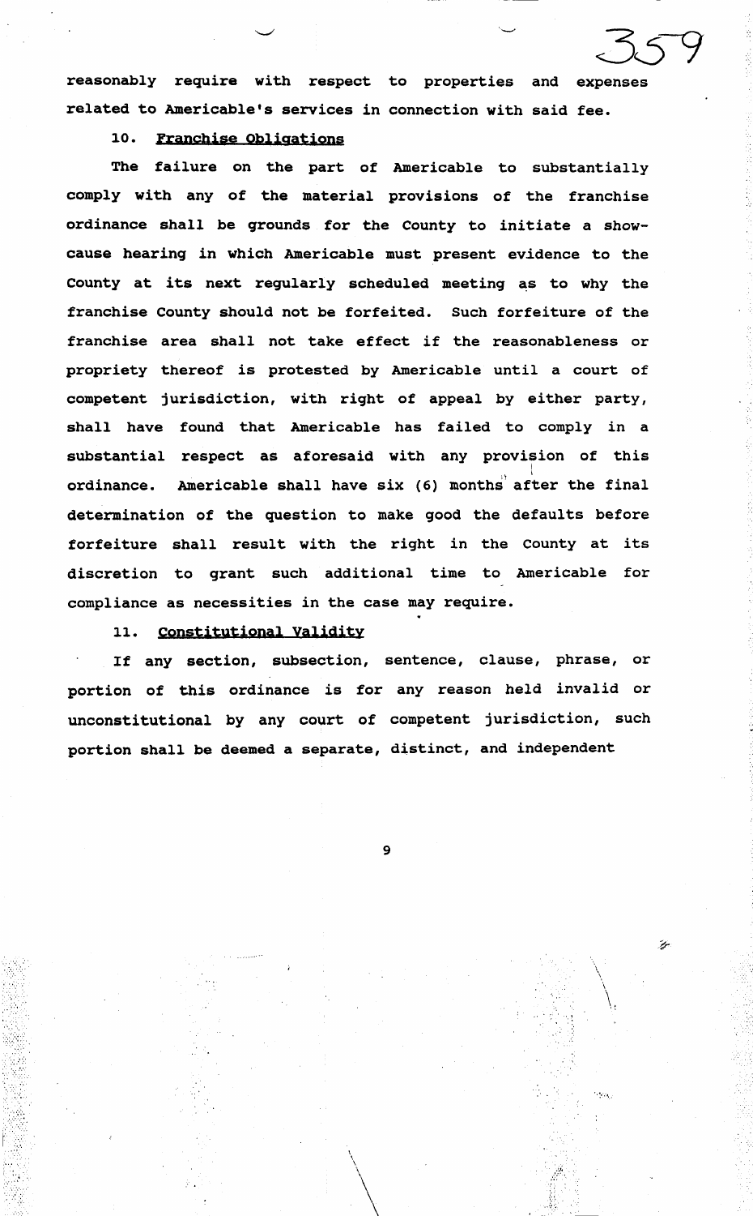reasonably require with respect to properties and expenses related to Americable's services in connection with said fee.

10. Franchise Obligations

The failure on the part of Americable to substantially comply with any of the material provisions of the franchise ordinance shall be grounds for the County to initiate a show-cause hearing in which Americable must present evidence to the County at its next regularly scheduled meeting as to why the franchise County should not be forfeited. Such forfeiture of the franchise area shall not take effect if the reasonableness or propriety thereof is protested by Americable until a court of competent jurisdiction, with right of appeal by either party, shall have found that Americable has failed to comply in a substantial respect as aforesaid with any provision of this ordinance. Americable shall have six (6) months after the final determination of the question to make good the defaults before forfeiture shall result with the right in the County at its discretion to grant such additional time to Americable for compliance as necessities in the case may require.

11. Constitutional Validity

If any section, subsection, sentence, clause, phrase, or portion of this ordinance is for any reason held invalid or unconstitutional by any court of competent jurisdiction, such portion shall be deemed a separate, distinct, and independent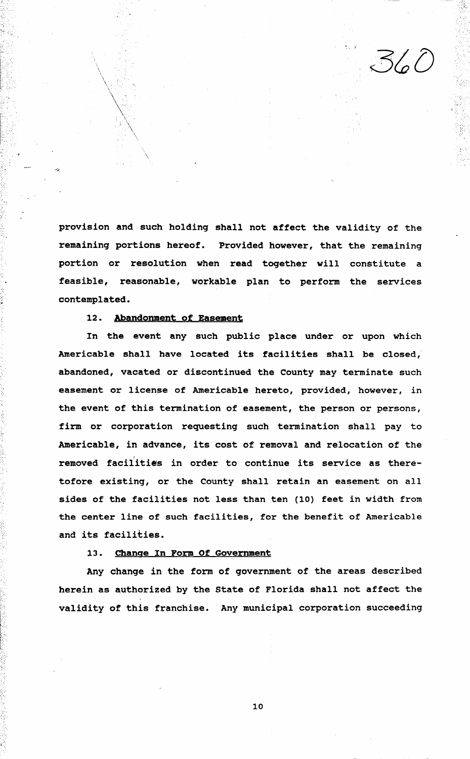provision and such holding shall not affect the validity of the remaining portions hereof. Provided however, that the remaining portion or resolution when read together will constitute a feasible, reasonable, workable plan to perform the services contemplated.

12. Abandonment of Easement

In the event any such public place under or upon which Americable shall have located its facilities shall be closed, abandoned, vacated or discontinued the County may terminate such easement or license of Americable hereto, provided, however, in the event of this termination of easement, the person or persons, firm or corporation requesting such termination shall pay to Americable, in advance, its cost of removal and relocation of the removed facilities in order to continue its service as theretofore existing, or the County shall retain an easement on all sides of the facilities not less than ten (10) feet in width from the center line of such facilities, for the benefit of Americable and its facilities.

13. Change In Form Of Government

Any change in the form of government of the areas described herein as authorized by the State of Florida shall not affect the validity of this franchise. Any municipal corporation succeeding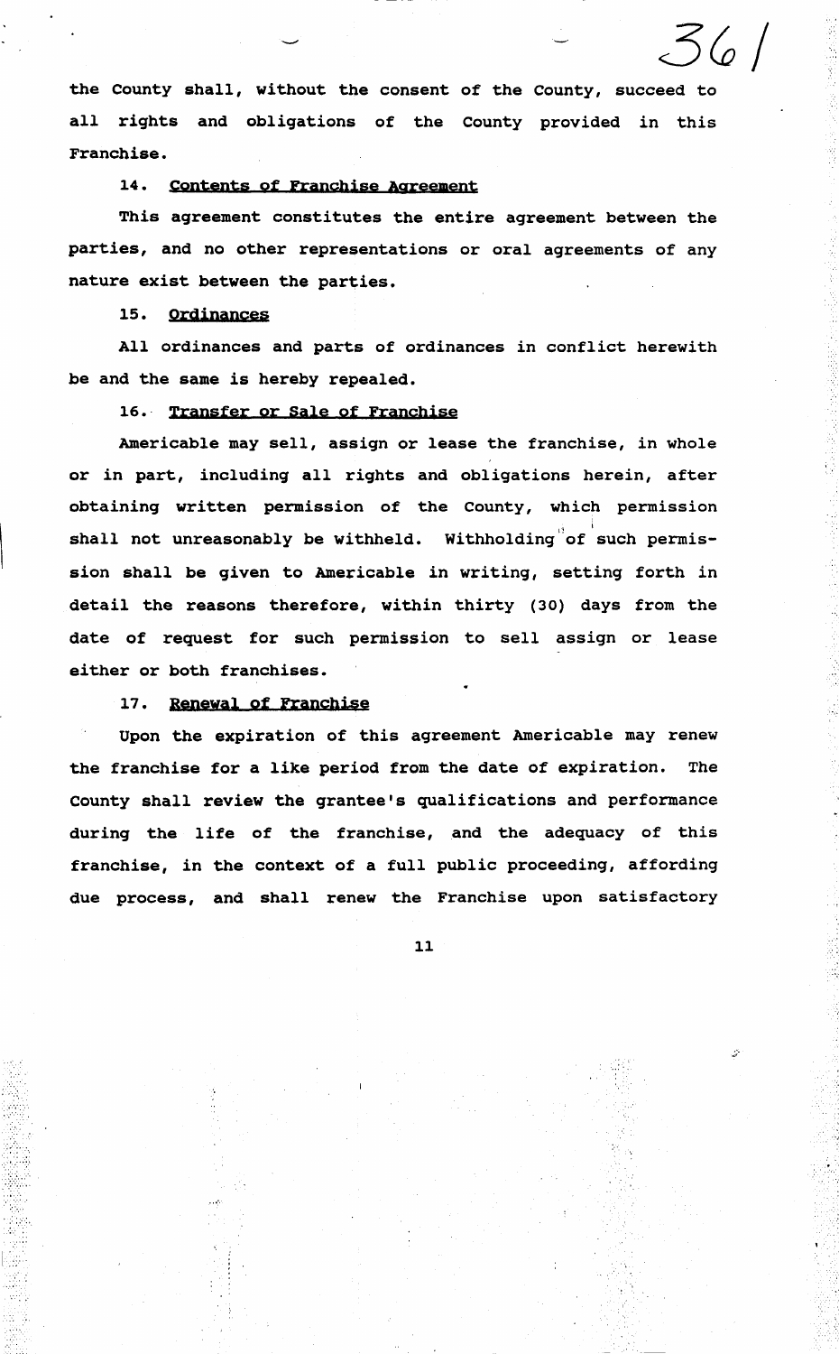the County shall, without the consent of the County, succeed to all rights and obligations of the County provided in this Franchise.

14. <u>Contents of Franchise Agreement</u>

This agreement constitutes the entire agreement between the parties, and no other representations or oral agreements of any nature exist between the parties.

15. <u>Ordinances</u>

All ordinances and parts of ordinances in conflict herewith be and the same is hereby repealed.

16. <u>Transfer or Sale of Franchise</u>

Americable may sell, assign or lease the franchise, in whole or in part, including all rights and obligations herein, after obtaining written permission of the County, which permission shall not unreasonably be withheld. Withholding of such permission shall be given to Americable in writing, setting forth in detail the reasons therefore, within thirty (30) days from the date of request for such permission to sell assign or lease either or both franchises.

17. <u>Renewal of Franchise</u>

Upon the expiration of this agreement Americable may renew the franchise for a like period from the date of expiration. The County shall review the grantee's qualifications and performance during the life of the franchise, and the adequacy of this franchise, in the context of a full public proceeding, affording due process, and shall renew the Franchise upon satisfactory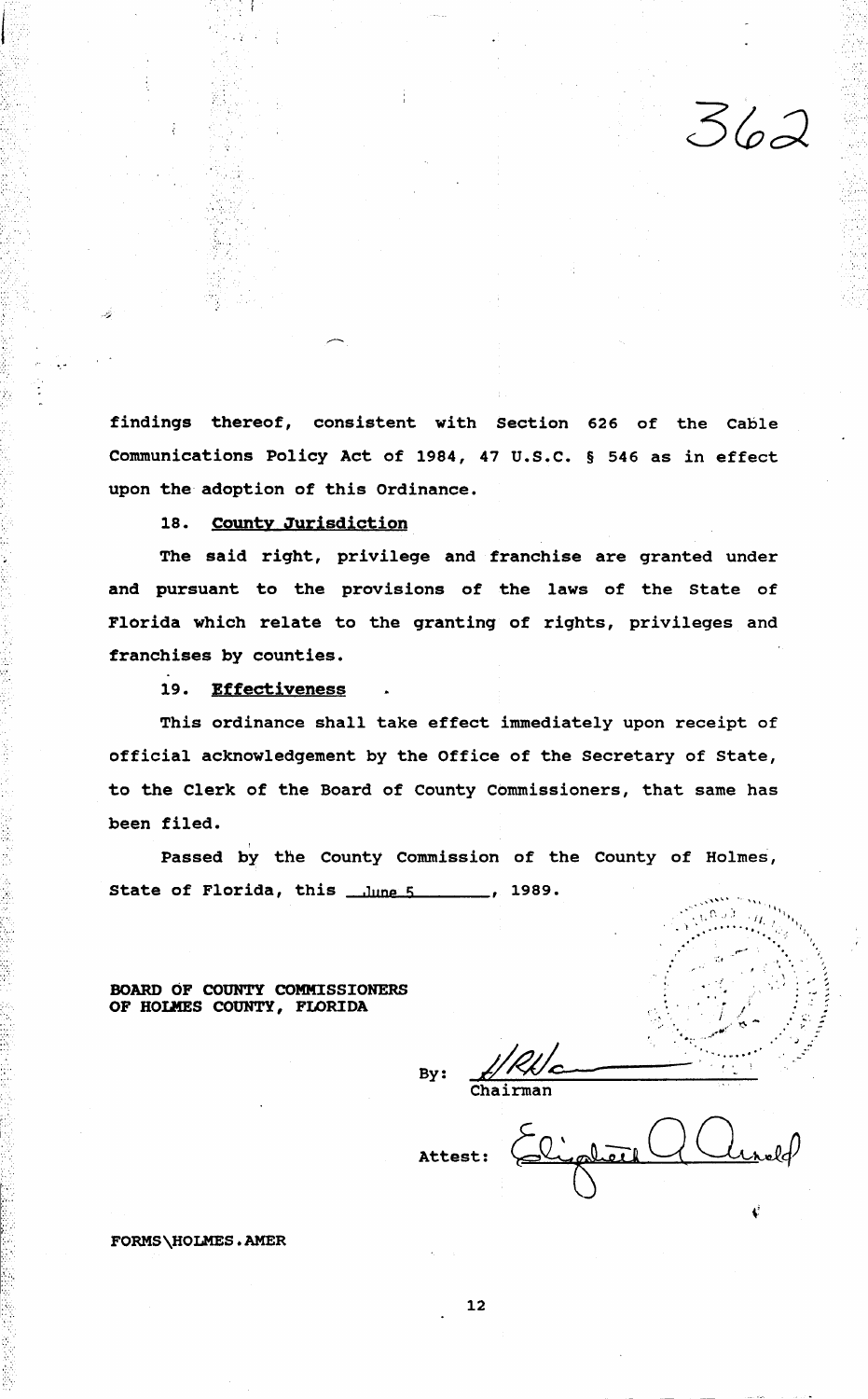362

findings thereof, consistent with Section 626 of the Cable Communications Policy Act of 1984, 47 U.S.C. § 546 as in effect upon the adoption of this Ordinance.

18. **County Jurisdiction**

The said right, privilege and franchise are granted under and pursuant to the provisions of the laws of the State of Florida which relate to the granting of rights, privileges and franchises by counties.

19. **Effectiveness**

This ordinance shall take effect immediately upon receipt of official acknowledgement by the Office of the Secretary of State, to the Clerk of the Board of County Commissioners, that same has been filed.

Passed by the County Commission of the County of Holmes, State of Florida, this June 5, 1989.

**BOARD OF COUNTY COMMISSIONERS OF HOLMES COUNTY, FLORIDA**

By: ____________________
Chairman

Attest: ____________________

FORMS\HOLMES.AMER